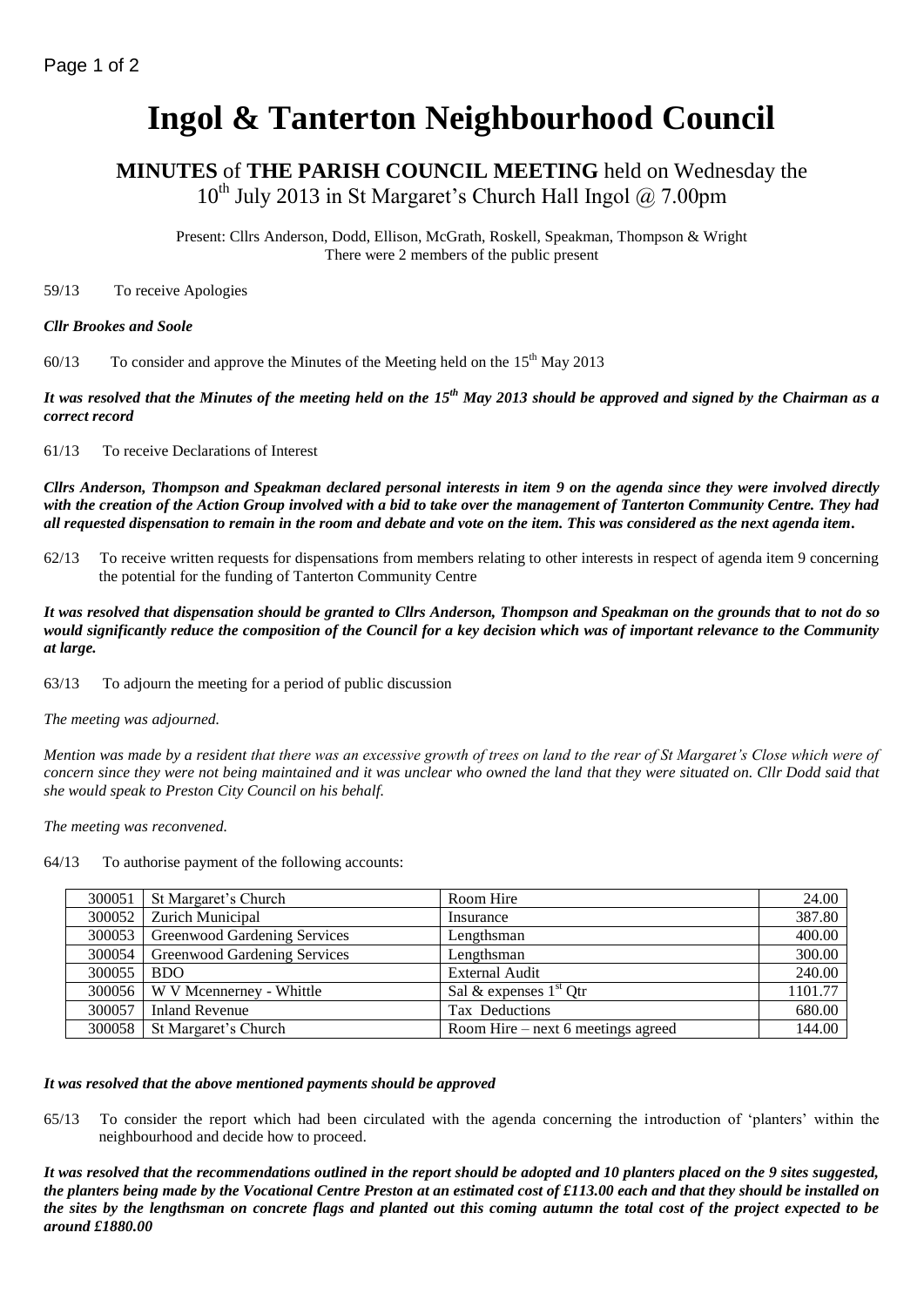# Ingol & Tanterton Neighbourhood Council

## MINUTES of THE PARISH COUNCIL MEETING held on Wednesday the 10th July 2013 in St Margaret's Church Hall Ingol @ 7.00pm

Present: Cllrs Anderson, Dodd, Ellison, McGrath, Roskell, Speakman, Thompson & Wright
There were 2 members of the public present

59/13 To receive Apologies

***Cllr Brookes and Soole***

60/13 To consider and approve the Minutes of the Meeting held on the 15th May 2013

***It was resolved that the Minutes of the meeting held on the 15th May 2013 should be approved and signed by the Chairman as a correct record***

61/13 To receive Declarations of Interest

***Cllrs Anderson, Thompson and Speakman declared personal interests in item 9 on the agenda since they were involved directly with the creation of the Action Group involved with a bid to take over the management of Tanterton Community Centre. They had all requested dispensation to remain in the room and debate and vote on the item. This was considered as the next agenda item.***

62/13 To receive written requests for dispensations from members relating to other interests in respect of agenda item 9 concerning the potential for the funding of Tanterton Community Centre

***It was resolved that dispensation should be granted to Cllrs Anderson, Thompson and Speakman on the grounds that to not do so would significantly reduce the composition of the Council for a key decision which was of important relevance to the Community at large.***

63/13 To adjourn the meeting for a period of public discussion

*The meeting was adjourned.*

*Mention was made by a resident that there was an excessive growth of trees on land to the rear of St Margaret's Close which were of concern since they were not being maintained and it was unclear who owned the land that they were situated on. Cllr Dodd said that she would speak to Preston City Council on his behalf.*

*The meeting was reconvened.*

64/13 To authorise payment of the following accounts:

| | | | |
|---|---|---|---|
| 300051 | St Margaret's Church | Room Hire | 24.00 |
| 300052 | Zurich Municipal | Insurance | 387.80 |
| 300053 | Greenwood Gardening Services | Lengthsman | 400.00 |
| 300054 | Greenwood Gardening Services | Lengthsman | 300.00 |
| 300055 | BDO | External Audit | 240.00 |
| 300056 | W V Mcennerney - Whittle | Sal & expenses 1st Qtr | 1101.77 |
| 300057 | Inland Revenue | Tax Deductions | 680.00 |
| 300058 | St Margaret's Church | Room Hire – next 6 meetings agreed | 144.00 |

***It was resolved that the above mentioned payments should be approved***

65/13 To consider the report which had been circulated with the agenda concerning the introduction of 'planters' within the neighbourhood and decide how to proceed.

***It was resolved that the recommendations outlined in the report should be adopted and 10 planters placed on the 9 sites suggested, the planters being made by the Vocational Centre Preston at an estimated cost of £113.00 each and that they should be installed on the sites by the lengthsman on concrete flags and planted out this coming autumn the total cost of the project expected to be around £1880.00***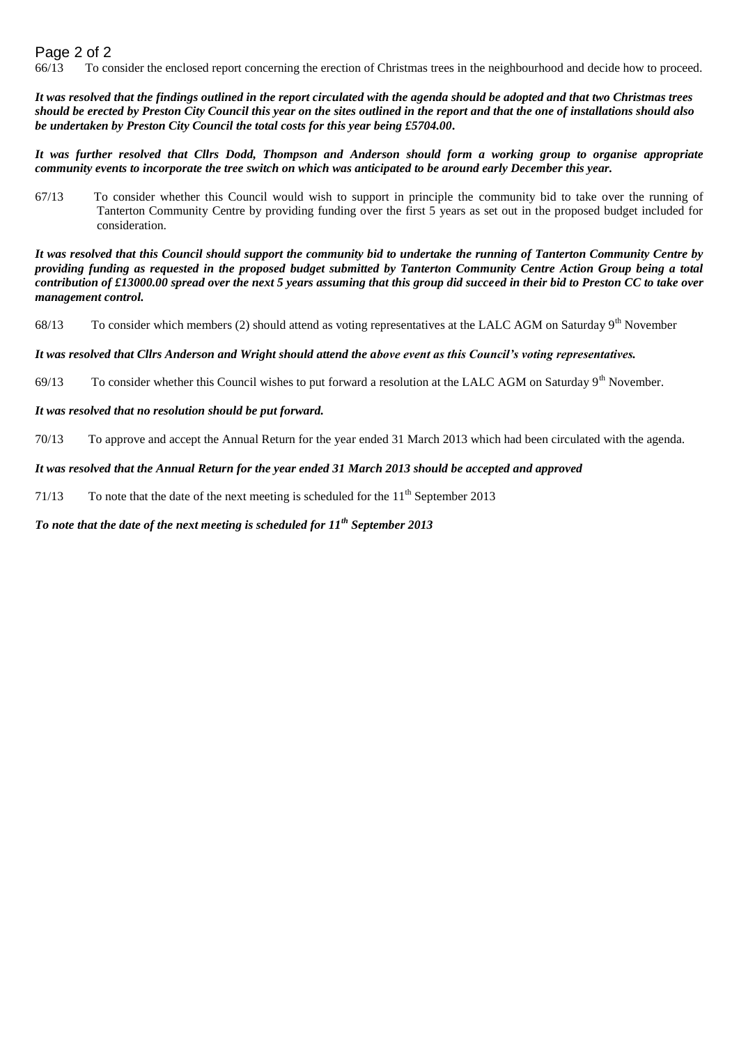66/13 To consider the enclosed report concerning the erection of Christmas trees in the neighbourhood and decide how to proceed.

***It was resolved that the findings outlined in the report circulated with the agenda should be adopted and that two Christmas trees should be erected by Preston City Council this year on the sites outlined in the report and that the one of installations should also be undertaken by Preston City Council the total costs for this year being £5704.00.***

***It was further resolved that Cllrs Dodd, Thompson and Anderson should form a working group to organise appropriate community events to incorporate the tree switch on which was anticipated to be around early December this year.***

67/13 To consider whether this Council would wish to support in principle the community bid to take over the running of Tanterton Community Centre by providing funding over the first 5 years as set out in the proposed budget included for consideration.

***It was resolved that this Council should support the community bid to undertake the running of Tanterton Community Centre by providing funding as requested in the proposed budget submitted by Tanterton Community Centre Action Group being a total contribution of £13000.00 spread over the next 5 years assuming that this group did succeed in their bid to Preston CC to take over management control.***

68/13 To consider which members (2) should attend as voting representatives at the LALC AGM on Saturday 9th November

***It was resolved that Cllrs Anderson and Wright should attend the above event as this Council's voting representatives.***

69/13 To consider whether this Council wishes to put forward a resolution at the LALC AGM on Saturday 9th November.

***It was resolved that no resolution should be put forward.***

70/13 To approve and accept the Annual Return for the year ended 31 March 2013 which had been circulated with the agenda.

***It was resolved that the Annual Return for the year ended 31 March 2013 should be accepted and approved***

71/13 To note that the date of the next meeting is scheduled for the 11th September 2013

***To note that the date of the next meeting is scheduled for 11th September 2013***